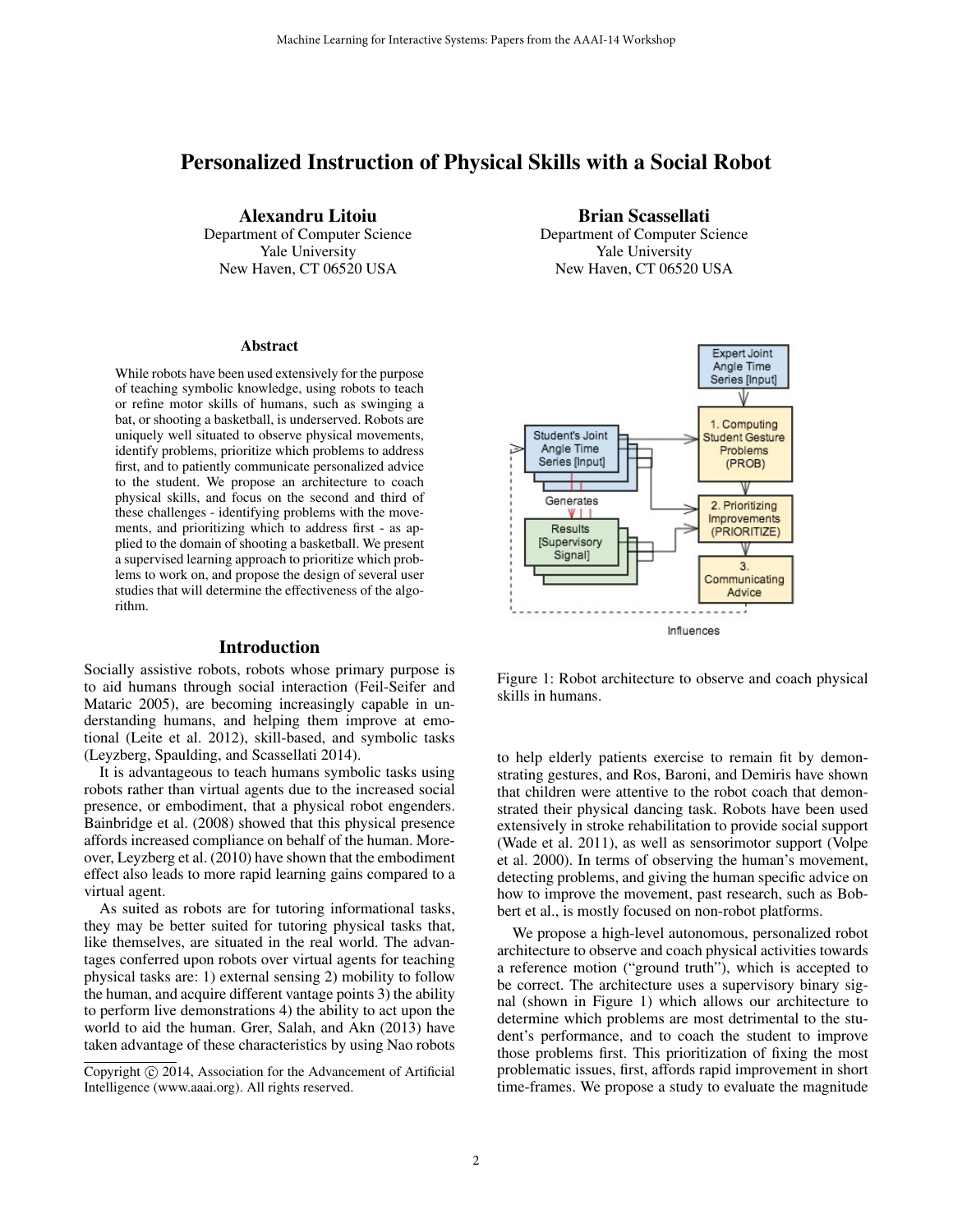# Personalized Instruction of Physical Skills with a Social Robot

**Alexandru Litoiu**
Department of Computer Science
Yale University
New Haven, CT 06520 USA

**Brian Scassellati**
Department of Computer Science
Yale University
New Haven, CT 06520 USA

## Abstract

While robots have been used extensively for the purpose of teaching symbolic knowledge, using robots to teach or refine motor skills of humans, such as swinging a bat, or shooting a basketball, is underserved. Robots are uniquely well situated to observe physical movements, identify problems, prioritize which problems to address first, and to patiently communicate personalized advice to the student. We propose an architecture to coach physical skills, and focus on the second and third of these challenges - identifying problems with the movements, and prioritizing which to address first - as applied to the domain of shooting a basketball. We present a supervised learning approach to prioritize which problems to work on, and propose the design of several user studies that will determine the effectiveness of the algorithm.

## Introduction

Socially assistive robots, robots whose primary purpose is to aid humans through social interaction (Feil-Seifer and Mataric 2005), are becoming increasingly capable in understanding humans, and helping them improve at emotional (Leite et al. 2012), skill-based, and symbolic tasks (Leyzberg, Spaulding, and Scassellati 2014).

It is advantageous to teach humans symbolic tasks using robots rather than virtual agents due to the increased social presence, or embodiment, that a physical robot engenders. Bainbridge et al. (2008) showed that this physical presence affords increased compliance on behalf of the human. Moreover, Leyzberg et al. (2010) have shown that the embodiment effect also leads to more rapid learning gains compared to a virtual agent.

As suited as robots are for tutoring informational tasks, they may be better suited for tutoring physical tasks that, like themselves, are situated in the real world. The advantages conferred upon robots over virtual agents for teaching physical tasks are: 1) external sensing 2) mobility to follow the human, and acquire different vantage points 3) the ability to perform live demonstrations 4) the ability to act upon the world to aid the human. Grer, Salah, and Akn (2013) have taken advantage of these characteristics by using Nao robots to help elderly patients exercise to remain fit by demonstrating gestures, and Ros, Baroni, and Demiris have shown that children were attentive to the robot coach that demonstrated their physical dancing task. Robots have been used extensively in stroke rehabilitation to provide social support (Wade et al. 2011), as well as sensorimotor support (Volpe et al. 2000). In terms of observing the human's movement, detecting problems, and giving the human specific advice on how to improve the movement, past research, such as Bobbert et al., is mostly focused on non-robot platforms.

Figure 1: Robot architecture to observe and coach physical skills in humans.

We propose a high-level autonomous, personalized robot architecture to observe and coach physical activities towards a reference motion ("ground truth"), which is accepted to be correct. The architecture uses a supervisory binary signal (shown in Figure 1) which allows our architecture to determine which problems are most detrimental to the student's performance, and to coach the student to improve those problems first. This prioritization of fixing the most problematic issues, first, affords rapid improvement in short time-frames. We propose a study to evaluate the magnitude

Copyright © 2014, Association for the Advancement of Artificial Intelligence (www.aaai.org). All rights reserved.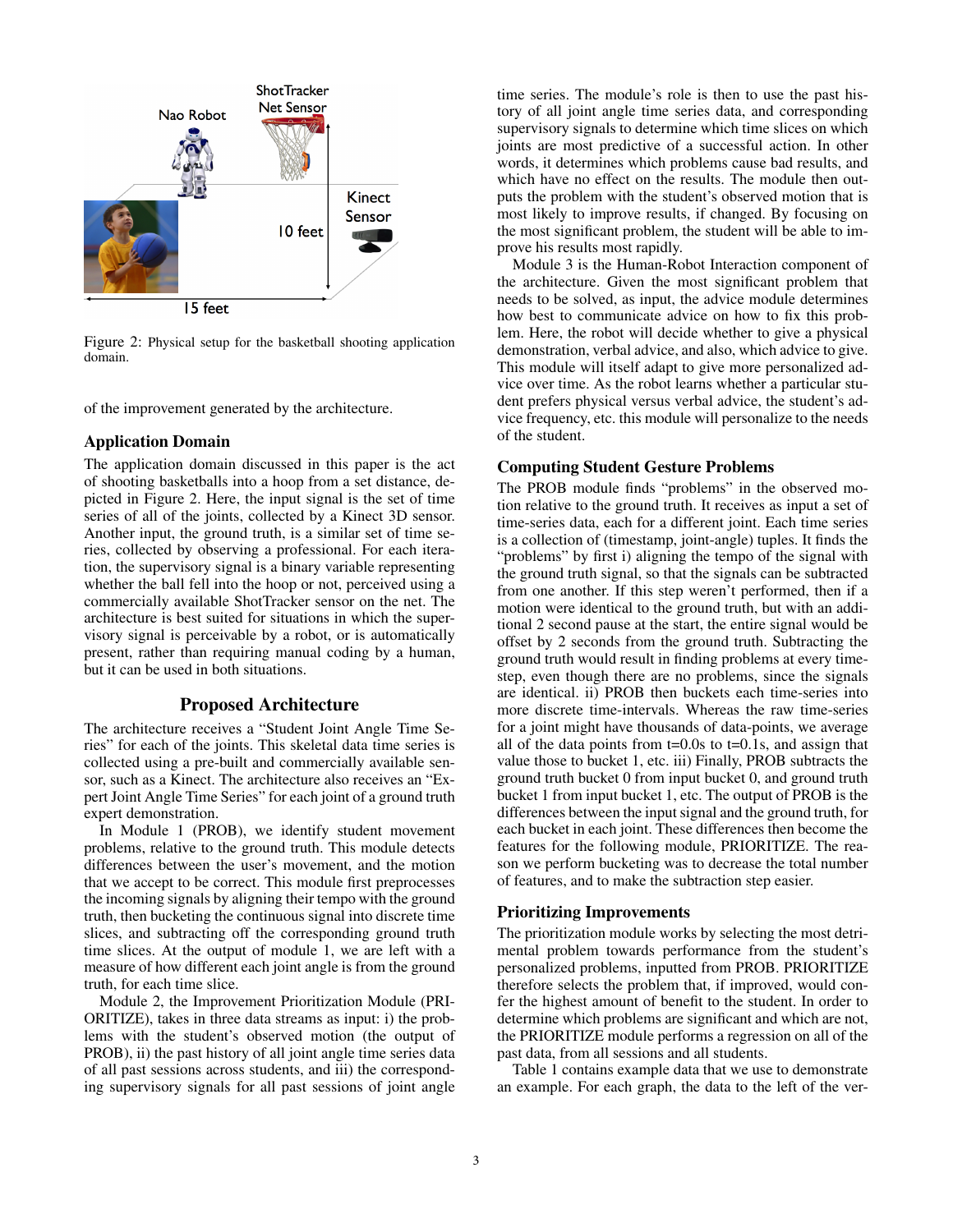Figure 2: Physical setup for the basketball shooting application domain.

of the improvement generated by the architecture.

## Application Domain

The application domain discussed in this paper is the act of shooting basketballs into a hoop from a set distance, depicted in Figure 2. Here, the input signal is the set of time series of all of the joints, collected by a Kinect 3D sensor. Another input, the ground truth, is a similar set of time series, collected by observing a professional. For each iteration, the supervisory signal is a binary variable representing whether the ball fell into the hoop or not, perceived using a commercially available ShotTracker sensor on the net. The architecture is best suited for situations in which the supervisory signal is perceivable by a robot, or is automatically present, rather than requiring manual coding by a human, but it can be used in both situations.

## Proposed Architecture

The architecture receives a "Student Joint Angle Time Series" for each of the joints. This skeletal data time series is collected using a pre-built and commercially available sensor, such as a Kinect. The architecture also receives an "Expert Joint Angle Time Series" for each joint of a ground truth expert demonstration.

In Module 1 (PROB), we identify student movement problems, relative to the ground truth. This module detects differences between the user's movement, and the motion that we accept to be correct. This module first preprocesses the incoming signals by aligning their tempo with the ground truth, then bucketing the continuous signal into discrete time slices, and subtracting off the corresponding ground truth time slices. At the output of module 1, we are left with a measure of how different each joint angle is from the ground truth, for each time slice.

Module 2, the Improvement Prioritization Module (PRIORITIZE), takes in three data streams as input: i) the problems with the student's observed motion (the output of PROB), ii) the past history of all joint angle time series data of all past sessions across students, and iii) the corresponding supervisory signals for all past sessions of joint angle time series. The module's role is then to use the past history of all joint angle time series data, and corresponding supervisory signals to determine which time slices on which joints are most predictive of a successful action. In other words, it determines which problems cause bad results, and which have no effect on the results. The module then outputs the problem with the student's observed motion that is most likely to improve results, if changed. By focusing on the most significant problem, the student will be able to improve his results most rapidly.

Module 3 is the Human-Robot Interaction component of the architecture. Given the most significant problem that needs to be solved, as input, the advice module determines how best to communicate advice on how to fix this problem. Here, the robot will decide whether to give a physical demonstration, verbal advice, and also, which advice to give. This module will itself adapt to give more personalized advice over time. As the robot learns whether a particular student prefers physical versus verbal advice, the student's advice frequency, etc. this module will personalize to the needs of the student.

## Computing Student Gesture Problems

The PROB module finds "problems" in the observed motion relative to the ground truth. It receives as input a set of time-series data, each for a different joint. Each time series is a collection of (timestamp, joint-angle) tuples. It finds the "problems" by first i) aligning the tempo of the signal with the ground truth signal, so that the signals can be subtracted from one another. If this step weren't performed, then if a motion were identical to the ground truth, but with an additional 2 second pause at the start, the entire signal would be offset by 2 seconds from the ground truth. Subtracting the ground truth would result in finding problems at every timestep, even though there are no problems, since the signals are identical. ii) PROB then buckets each time-series into more discrete time-intervals. Whereas the raw time-series for a joint might have thousands of data-points, we average all of the data points from t=0.0s to t=0.1s, and assign that value those to bucket 1, etc. iii) Finally, PROB subtracts the ground truth bucket 0 from input bucket 0, and ground truth bucket 1 from input bucket 1, etc. The output of PROB is the differences between the input signal and the ground truth, for each bucket in each joint. These differences then become the features for the following module, PRIORITIZE. The reason we perform bucketing was to decrease the total number of features, and to make the subtraction step easier.

## Prioritizing Improvements

The prioritization module works by selecting the most detrimental problem towards performance from the student's personalized problems, inputted from PROB. PRIORITIZE therefore selects the problem that, if improved, would confer the highest amount of benefit to the student. In order to determine which problems are significant and which are not, the PRIORITIZE module performs a regression on all of the past data, from all sessions and all students.

Table 1 contains example data that we use to demonstrate an example. For each graph, the data to the left of the ver-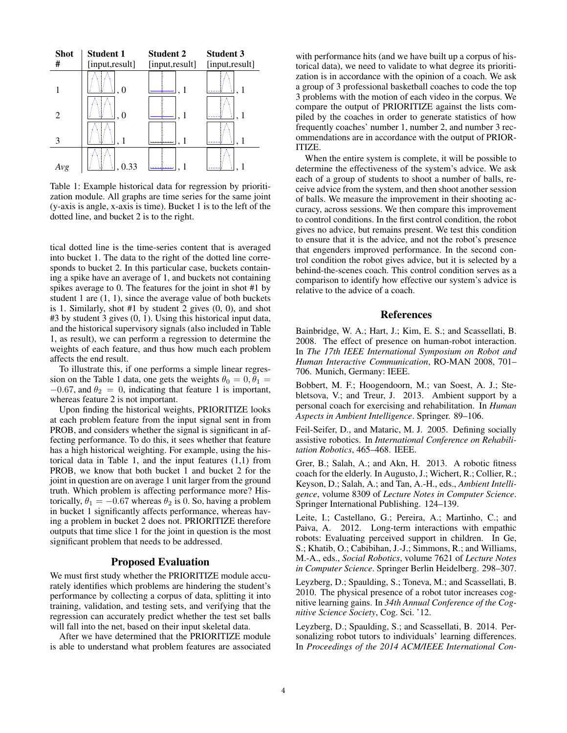| Shot # | Student 1 [input,result] | Student 2 [input,result] | Student 3 [input,result] |
|---|---|---|---|
| 1 | , 0 | , 1 | , 1 |
| 2 | , 0 | , 1 | , 1 |
| 3 | , 1 | , 1 | , 1 |
| *Avg* | , 0.33 | , 1 | , 1 |

Table 1: Example historical data for regression by prioritization module. All graphs are time series for the same joint (y-axis is angle, x-axis is time). Bucket 1 is to the left of the dotted line, and bucket 2 is to the right.

tical dotted line is the time-series content that is averaged into bucket 1. The data to the right of the dotted line corresponds to bucket 2. In this particular case, buckets containing a spike have an average of 1, and buckets not containing spikes average to 0. The features for the joint in shot #1 by student 1 are (1, 1), since the average value of both buckets is 1. Similarly, shot #1 by student 2 gives (0, 0), and shot #3 by student 3 gives (0, 1). Using this historical input data, and the historical supervisory signals (also included in Table 1, as result), we can perform a regression to determine the weights of each feature, and thus how much each problem affects the end result.

To illustrate this, if one performs a simple linear regression on the Table 1 data, one gets the weights $\theta_0 = 0, \theta_1 = -0.67$, and $\theta_2 = 0$, indicating that feature 1 is important, whereas feature 2 is not important.

Upon finding the historical weights, PRIORITIZE looks at each problem feature from the input signal sent in from PROB, and considers whether the signal is significant in affecting performance. To do this, it sees whether that feature has a high historical weighting. For example, using the historical data in Table 1, and the input features (1,1) from PROB, we know that both bucket 1 and bucket 2 for the joint in question are on average 1 unit larger from the ground truth. Which problem is affecting performance more? Historically, $\theta_1 = -0.67$ whereas $\theta_2$ is 0. So, having a problem in bucket 1 significantly affects performance, whereas having a problem in bucket 2 does not. PRIORITIZE therefore outputs that time slice 1 for the joint in question is the most significant problem that needs to be addressed.

## Proposed Evaluation

We must first study whether the PRIORITIZE module accurately identifies which problems are hindering the student's performance by collecting a corpus of data, splitting it into training, validation, and testing sets, and verifying that the regression can accurately predict whether the test set balls will fall into the net, based on their input skeletal data.

After we have determined that the PRIORITIZE module is able to understand what problem features are associated with performance hits (and we have built up a corpus of historical data), we need to validate to what degree its prioritization is in accordance with the opinion of a coach. We ask a group of 3 professional basketball coaches to code the top 3 problems with the motion of each video in the corpus. We compare the output of PRIORITIZE against the lists compiled by the coaches in order to generate statistics of how frequently coaches' number 1, number 2, and number 3 recommendations are in accordance with the output of PRIORITIZE.

When the entire system is complete, it will be possible to determine the effectiveness of the system's advice. We ask each of a group of students to shoot a number of balls, receive advice from the system, and then shoot another session of balls. We measure the improvement in their shooting accuracy, across sessions. We then compare this improvement to control conditions. In the first control condition, the robot gives no advice, but remains present. We test this condition to ensure that it is the advice, and not the robot's presence that engenders improved performance. In the second control condition the robot gives advice, but it is selected by a behind-the-scenes coach. This control condition serves as a comparison to identify how effective our system's advice is relative to the advice of a coach.

## References

Bainbridge, W. A.; Hart, J.; Kim, E. S.; and Scassellati, B. 2008. The effect of presence on human-robot interaction. In *The 17th IEEE International Symposium on Robot and Human Interactive Communication*, RO-MAN 2008, 701–706. Munich, Germany: IEEE.

Bobbert, M. F.; Hoogendoorn, M.; van Soest, A. J.; Stebletsova, V.; and Treur, J. 2013. Ambient support by a personal coach for exercising and rehabilitation. In *Human Aspects in Ambient Intelligence*. Springer. 89–106.

Feil-Seifer, D., and Mataric, M. J. 2005. Defining socially assistive robotics. In *International Conference on Rehabilitation Robotics*, 465–468. IEEE.

Grer, B.; Salah, A.; and Akn, H. 2013. A robotic fitness coach for the elderly. In Augusto, J.; Wichert, R.; Collier, R.; Keyson, D.; Salah, A.; and Tan, A.-H., eds., *Ambient Intelligence*, volume 8309 of *Lecture Notes in Computer Science*. Springer International Publishing. 124–139.

Leite, I.; Castellano, G.; Pereira, A.; Martinho, C.; and Paiva, A. 2012. Long-term interactions with empathic robots: Evaluating perceived support in children. In Ge, S.; Khatib, O.; Cabibihan, J.-J.; Simmons, R.; and Williams, M.-A., eds., *Social Robotics*, volume 7621 of *Lecture Notes in Computer Science*. Springer Berlin Heidelberg. 298–307.

Leyzberg, D.; Spaulding, S.; Toneva, M.; and Scassellati, B. 2010. The physical presence of a robot tutor increases cognitive learning gains. In *34th Annual Conference of the Cognitive Science Society*, Cog. Sci. '12.

Leyzberg, D.; Spaulding, S.; and Scassellati, B. 2014. Personalizing robot tutors to individuals' learning differences. In *Proceedings of the 2014 ACM/IEEE International Con-*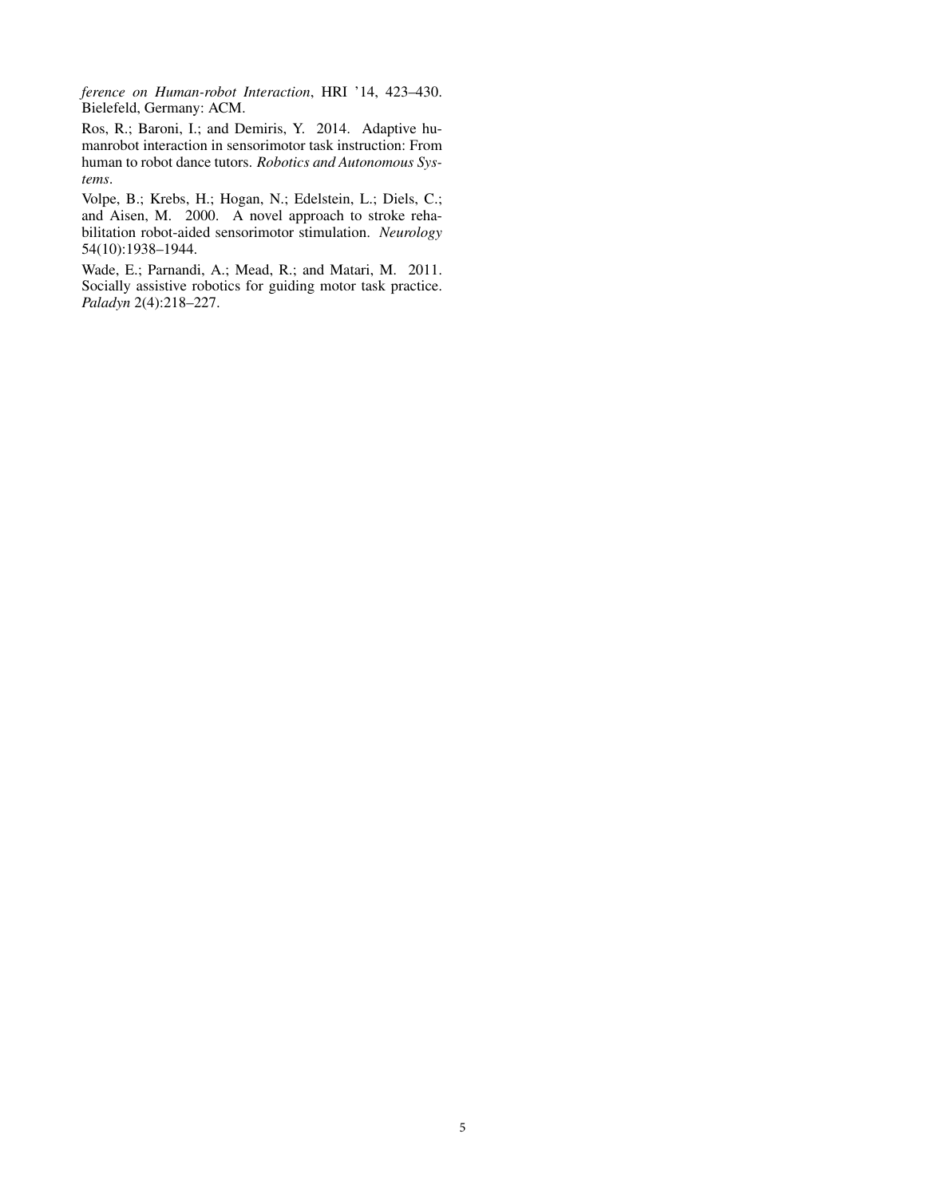*ference on Human-robot Interaction*, HRI '14, 423–430. Bielefeld, Germany: ACM.

Ros, R.; Baroni, I.; and Demiris, Y. 2014. Adaptive humanrobot interaction in sensorimotor task instruction: From human to robot dance tutors. *Robotics and Autonomous Systems*.

Volpe, B.; Krebs, H.; Hogan, N.; Edelstein, L.; Diels, C.; and Aisen, M. 2000. A novel approach to stroke rehabilitation robot-aided sensorimotor stimulation. *Neurology* 54(10):1938–1944.

Wade, E.; Parnandi, A.; Mead, R.; and Matari, M. 2011. Socially assistive robotics for guiding motor task practice. *Paladyn* 2(4):218–227.